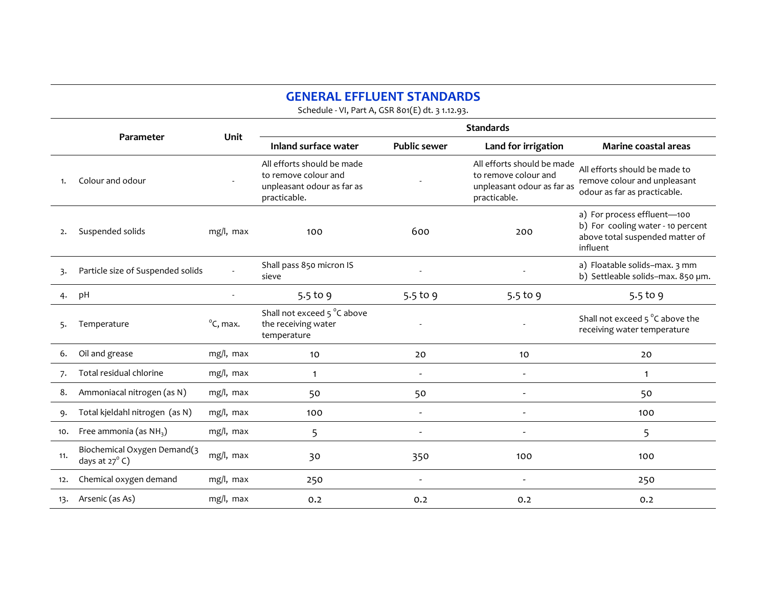# GENERAL EFFLUENT STANDARDS

Schedule - VI, Part A, GSR 801(E) dt. 3 1.12.93.

| | Parameter | Unit | Standards | | | |
|---|---|---|---|---|---|---|
| | | | Inland surface water | Public sewer | Land for irrigation | Marine coastal areas |
| 1. | Colour and odour | - | All efforts should be made to remove colour and unpleasant odour as far as practicable. | - | All efforts should be made to remove colour and unpleasant odour as far as practicable. | All efforts should be made to remove colour and unpleasant odour as far as practicable. |
| 2. | Suspended solids | mg/l, max | 100 | 600 | 200 | a) For process effluent—100<br>b) For cooling water - 10 percent above total suspended matter of influent |
| 3. | Particle size of Suspended solids | - | Shall pass 850 micron IS sieve | - | - | a) Floatable solids–max. 3 mm<br>b) Settleable solids–max. 850 µm. |
| 4. | pH | - | 5.5 to 9 | 5.5 to 9 | 5.5 to 9 | 5.5 to 9 |
| 5. | Temperature | °C, max. | Shall not exceed 5 °C above the receiving water temperature | - | - | Shall not exceed 5 °C above the receiving water temperature |
| 6. | Oil and grease | mg/l, max | 10 | 20 | 10 | 20 |
| 7. | Total residual chlorine | mg/l, max | 1 | - | - | 1 |
| 8. | Ammoniacal nitrogen (as N) | mg/l, max | 50 | 50 | - | 50 |
| 9. | Total kjeldahl nitrogen (as N) | mg/l, max | 100 | - | - | 100 |
| 10. | Free ammonia (as $NH_3$) | mg/l, max | 5 | - | - | 5 |
| 11. | Biochemical Oxygen Demand(3 days at 27° C) | mg/l, max | 30 | 350 | 100 | 100 |
| 12. | Chemical oxygen demand | mg/l, max | 250 | - | - | 250 |
| 13. | Arsenic (as As) | mg/l, max | 0.2 | 0.2 | 0.2 | 0.2 |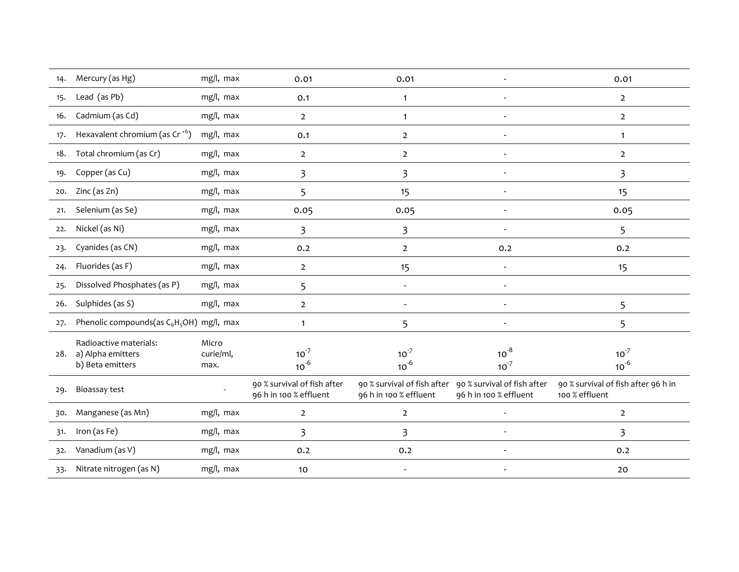| | | | | | | |
|---|---|---|---|---|---|---|
| 14. | Mercury (as Hg) | mg/l, max | 0.01 | 0.01 | - | 0.01 |
| 15. | Lead (as Pb) | mg/l, max | 0.1 | 1 | - | 2 |
| 16. | Cadmium (as Cd) | mg/l, max | 2 | 1 | - | 2 |
| 17. | Hexavalent chromium (as $Cr^{+6}$) | mg/l, max | 0.1 | 2 | - | 1 |
| 18. | Total chromium (as Cr) | mg/l, max | 2 | 2 | - | 2 |
| 19. | Copper (as Cu) | mg/l, max | 3 | 3 | - | 3 |
| 20. | Zinc (as Zn) | mg/l, max | 5 | 15 | - | 15 |
| 21. | Selenium (as Se) | mg/l, max | 0.05 | 0.05 | - | 0.05 |
| 22. | Nickel (as Ni) | mg/l, max | 3 | 3 | - | 5 |
| 23. | Cyanides (as CN) | mg/l, max | 0.2 | 2 | 0.2 | 0.2 |
| 24. | Fluorides (as F) | mg/l, max | 2 | 15 | - | 15 |
| 25. | Dissolved Phosphates (as P) | mg/l, max | 5 | - | - | |
| 26. | Sulphides (as S) | mg/l, max | 2 | - | - | 5 |
| 27. | Phenolic compounds(as $C_6H_5OH$) | mg/l, max | 1 | 5 | - | 5 |
| 28. | Radioactive materials: a) Alpha emitters b) Beta emitters | Micro curie/ml, max. | $10^{-7}$ $10^{-6}$ | $10^{-7}$ $10^{-6}$ | $10^{-8}$ $10^{-7}$ | $10^{-7}$ $10^{-6}$ |
| 29. | Bioassay test | - | 90 % survival of fish after 96 h in 100 % effluent | 90 % survival of fish after 96 h in 100 % effluent | 90 % survival of fish after 96 h in 100 % effluent | 90 % survival of fish after 96 h in 100 % effluent |
| 30. | Manganese (as Mn) | mg/l, max | 2 | 2 | - | 2 |
| 31. | Iron (as Fe) | mg/l, max | 3 | 3 | - | 3 |
| 32. | Vanadium (as V) | mg/l, max | 0.2 | 0.2 | - | 0.2 |
| 33. | Nitrate nitrogen (as N) | mg/l, max | 10 | - | - | 20 |